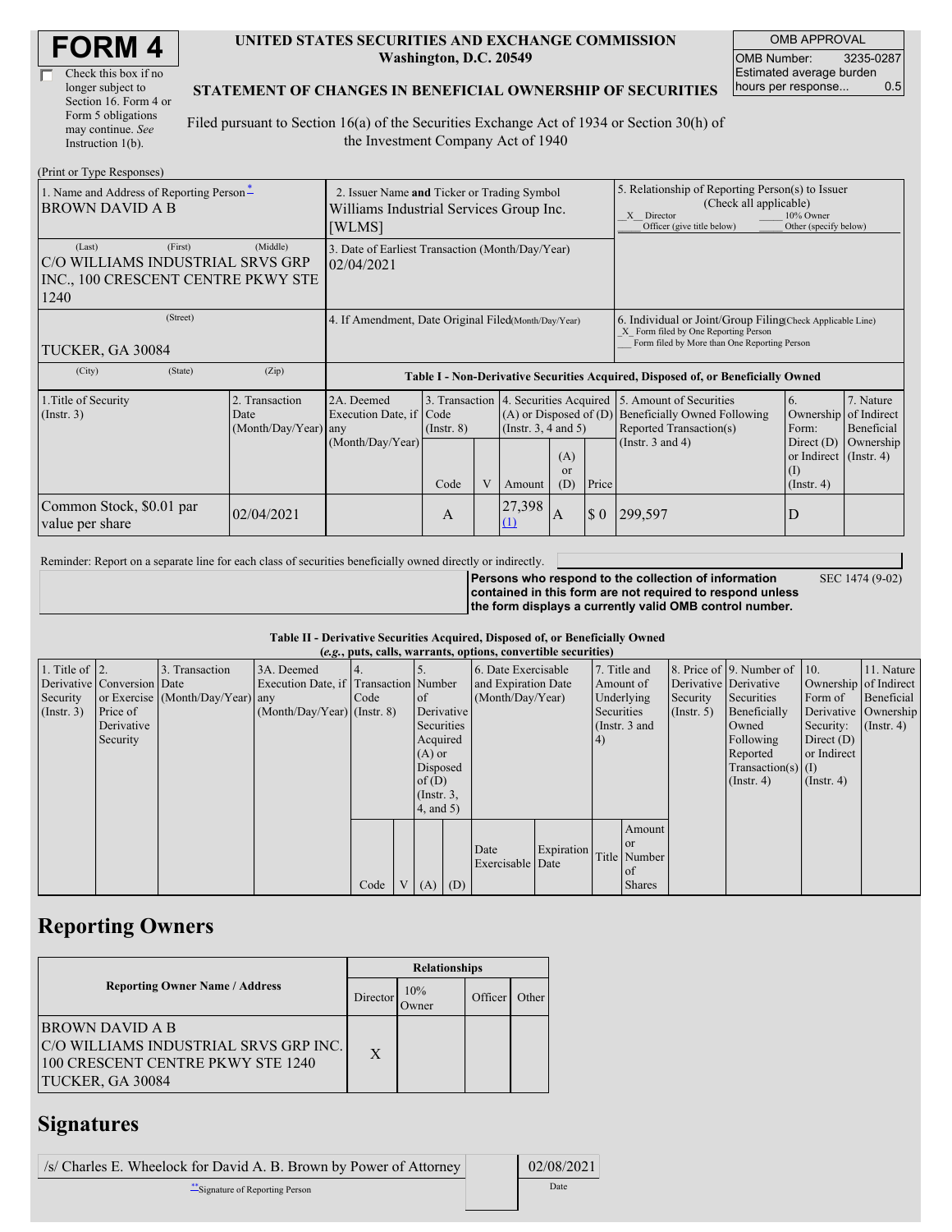# FORM 4

☐ Check this box if no longer subject to Section 16. Form 4 or Form 5 obligations may continue. *See* Instruction 1(b).

**UNITED STATES SECURITIES AND EXCHANGE COMMISSION**
**Washington, D.C. 20549**

**STATEMENT OF CHANGES IN BENEFICIAL OWNERSHIP OF SECURITIES**

Filed pursuant to Section 16(a) of the Securities Exchange Act of 1934 or Section 30(h) of the Investment Company Act of 1940

| OMB APPROVAL | |
|---|---|
| OMB Number: | 3235-0287 |
| Estimated average burden hours per response... | 0.5 |

(Print or Type Responses)

| | | |
|---|---|---|
| 1. Name and Address of Reporting Person*<br>BROWN DAVID A B | 2. Issuer Name **and** Ticker or Trading Symbol<br>Williams Industrial Services Group Inc. [WLMS] | 5. Relationship of Reporting Person(s) to Issuer (Check all applicable)<br>_X_ Director ___ 10% Owner<br>___ Officer (give title below) ___ Other (specify below) |
| (Last) (First) (Middle)<br>C/O WILLIAMS INDUSTRIAL SRVS GRP INC., 100 CRESCENT CENTRE PKWY STE 1240 | 3. Date of Earliest Transaction (Month/Day/Year)<br>02/04/2021 | |
| (Street)<br>TUCKER, GA 30084 | 4. If Amendment, Date Original Filed(Month/Day/Year) | 6. Individual or Joint/Group Filing(Check Applicable Line)<br>_X_ Form filed by One Reporting Person<br>___ Form filed by More than One Reporting Person |
| (City) (State) (Zip) | | |

**Table I - Non-Derivative Securities Acquired, Disposed of, or Beneficially Owned**

| 1.Title of Security (Instr. 3) | 2. Transaction Date (Month/Day/Year) | 2A. Deemed Execution Date, if any (Month/Day/Year) | 3. Transaction Code (Instr. 8) | | 4. Securities Acquired (A) or Disposed of (D) (Instr. 3, 4 and 5) | | | 5. Amount of Securities Beneficially Owned Following Reported Transaction(s) (Instr. 3 and 4) | 6. Ownership Form: Direct (D) or Indirect (I) (Instr. 4) | 7. Nature of Indirect Beneficial Ownership (Instr. 4) |
|---|---|---|---|---|---|---|---|---|---|---|
| | | | Code | V | Amount | (A) or (D) | Price | | | |
| Common Stock, $0.01 par value per share | 02/04/2021 | | A | | 27,398 (1) | A | $ 0 | 299,597 | D | |

Reminder: Report on a separate line for each class of securities beneficially owned directly or indirectly.

**Persons who respond to the collection of information contained in this form are not required to respond unless the form displays a currently valid OMB control number.** SEC 1474 (9-02)

**Table II - Derivative Securities Acquired, Disposed of, or Beneficially Owned**
***(e.g., puts, calls, warrants, options, convertible securities)***

| 1. Title of Derivative Security (Instr. 3) | 2. Conversion or Exercise Price of Derivative Security | 3. Transaction Date (Month/Day/Year) | 3A. Deemed Execution Date, if any (Month/Day/Year) | 4. Transaction Code (Instr. 8) | | 5. Number of Derivative Securities Acquired (A) or Disposed of (D) (Instr. 3, 4, and 5) | | 6. Date Exercisable and Expiration Date (Month/Day/Year) | | 7. Title and Amount of Underlying Securities (Instr. 3 and 4) | | 8. Price of Derivative Security (Instr. 5) | 9. Number of Derivative Securities Beneficially Owned Following Reported Transaction(s) (Instr. 4) | 10. Ownership Form of Derivative Security: Direct (D) or Indirect (I) (Instr. 4) | 11. Nature of Indirect Beneficial Ownership (Instr. 4) |
|---|---|---|---|---|---|---|---|---|---|---|---|---|---|---|---|
| | | | | Code | V | (A) | (D) | Date Exercisable | Expiration Date | Title | Amount or Number of Shares | | | | |

## Reporting Owners

| Reporting Owner Name / Address | Relationships | | | |
|---|---|---|---|---|
| | Director | 10% Owner | Officer | Other |
| BROWN DAVID A B<br>C/O WILLIAMS INDUSTRIAL SRVS GRP INC.<br>100 CRESCENT CENTRE PKWY STE 1240<br>TUCKER, GA 30084 | X | | | |

## Signatures

| | |
|---|---|
| /s/ Charles E. Wheelock for David A. B. Brown by Power of Attorney | 02/08/2021 |
| **Signature of Reporting Person | Date |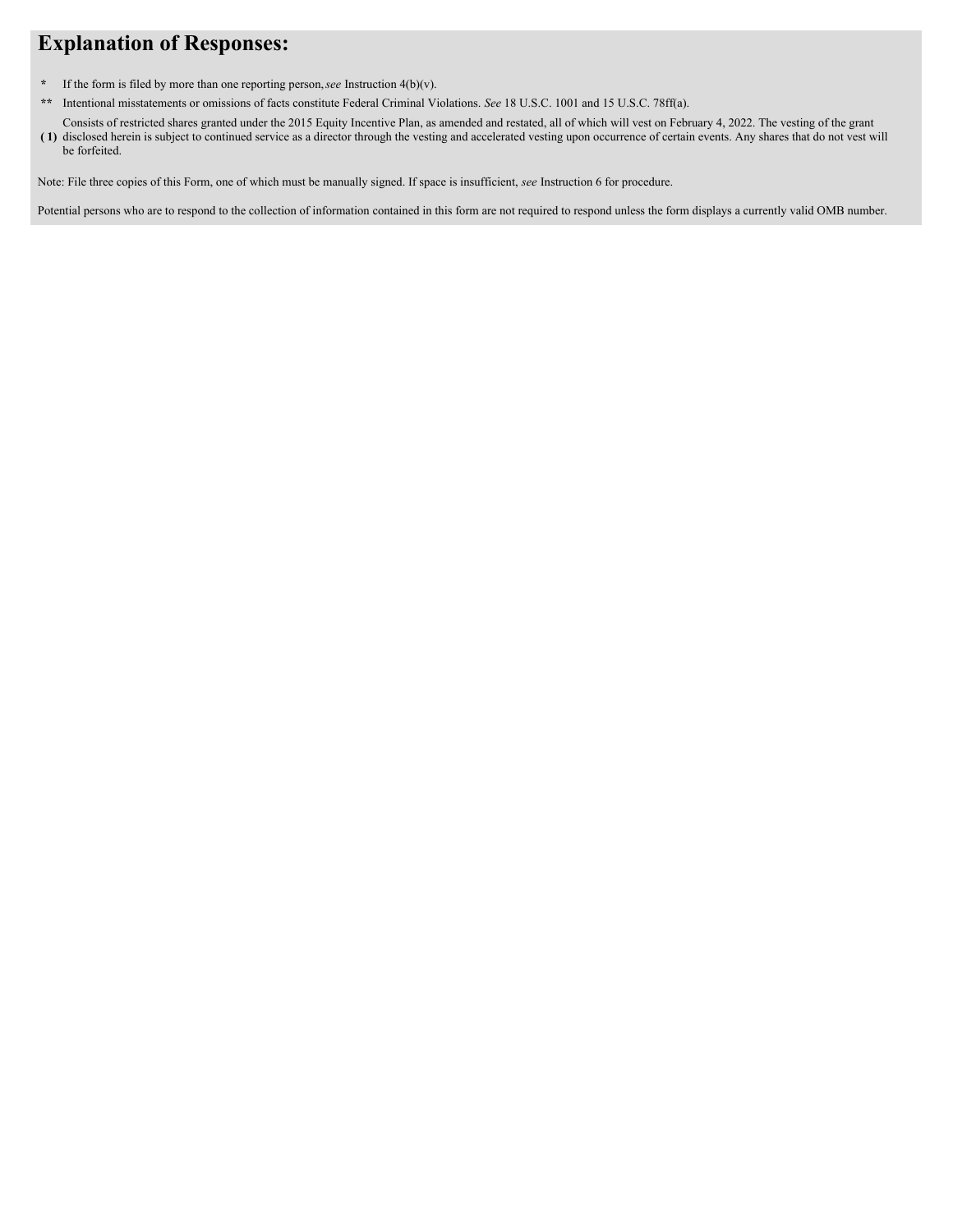# Explanation of Responses:

- \* If the form is filed by more than one reporting person, *see* Instruction 4(b)(v).
- \*\* Intentional misstatements or omissions of facts constitute Federal Criminal Violations. *See* 18 U.S.C. 1001 and 15 U.S.C. 78ff(a).
- ( 1) Consists of restricted shares granted under the 2015 Equity Incentive Plan, as amended and restated, all of which will vest on February 4, 2022. The vesting of the grant disclosed herein is subject to continued service as a director through the vesting and accelerated vesting upon occurrence of certain events. Any shares that do not vest will be forfeited.

Note: File three copies of this Form, one of which must be manually signed. If space is insufficient, *see* Instruction 6 for procedure.

Potential persons who are to respond to the collection of information contained in this form are not required to respond unless the form displays a currently valid OMB number.